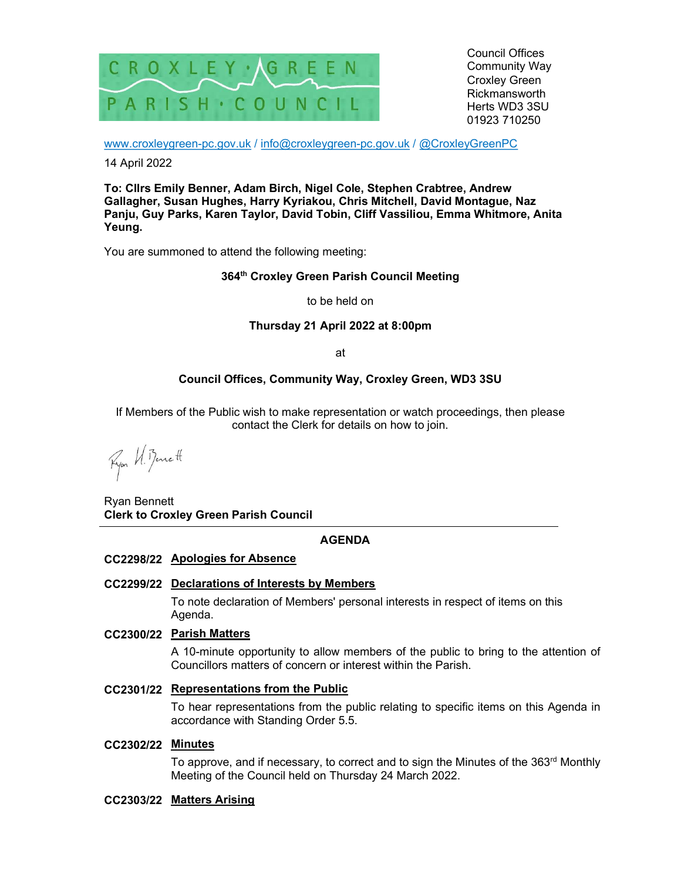CROXLEY · GREEN PARISH · COUNCIL

Council Offices
Community Way
Croxley Green
Rickmansworth
Herts WD3 3SU
01923 710250

www.croxleygreen-pc.gov.uk / info@croxleygreen-pc.gov.uk / @CroxleyGreenPC

14 April 2022

**To: Cllrs Emily Benner, Adam Birch, Nigel Cole, Stephen Crabtree, Andrew Gallagher, Susan Hughes, Harry Kyriakou, Chris Mitchell, David Montague, Naz Panju, Guy Parks, Karen Taylor, David Tobin, Cliff Vassiliou, Emma Whitmore, Anita Yeung.**

You are summoned to attend the following meeting:

**364th Croxley Green Parish Council Meeting**

to be held on

**Thursday 21 April 2022 at 8:00pm**

at

**Council Offices, Community Way, Croxley Green, WD3 3SU**

If Members of the Public wish to make representation or watch proceedings, then please contact the Clerk for details on how to join.

Ryan H. Bennett

Ryan Bennett
**Clerk to Croxley Green Parish Council**

---

## AGENDA

**CC2298/22 Apologies for Absence**

**CC2299/22 Declarations of Interests by Members**

To note declaration of Members' personal interests in respect of items on this Agenda.

**CC2300/22 Parish Matters**

A 10-minute opportunity to allow members of the public to bring to the attention of Councillors matters of concern or interest within the Parish.

**CC2301/22 Representations from the Public**

To hear representations from the public relating to specific items on this Agenda in accordance with Standing Order 5.5.

**CC2302/22 Minutes**

To approve, and if necessary, to correct and to sign the Minutes of the 363rd Monthly Meeting of the Council held on Thursday 24 March 2022.

**CC2303/22 Matters Arising**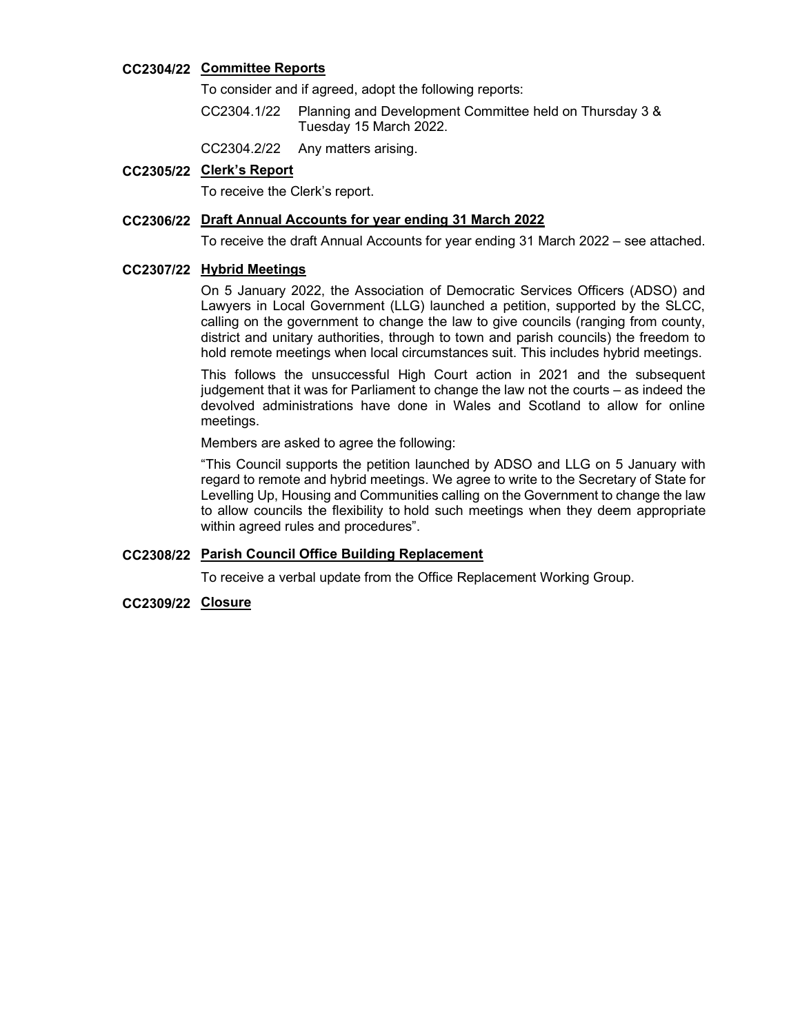**CC2304/22 Committee Reports**

To consider and if agreed, adopt the following reports:

CC2304.1/22 Planning and Development Committee held on Thursday 3 & Tuesday 15 March 2022.

CC2304.2/22 Any matters arising.

**CC2305/22 Clerk's Report**

To receive the Clerk's report.

**CC2306/22 Draft Annual Accounts for year ending 31 March 2022**

To receive the draft Annual Accounts for year ending 31 March 2022 – see attached.

**CC2307/22 Hybrid Meetings**

On 5 January 2022, the Association of Democratic Services Officers (ADSO) and Lawyers in Local Government (LLG) launched a petition, supported by the SLCC, calling on the government to change the law to give councils (ranging from county, district and unitary authorities, through to town and parish councils) the freedom to hold remote meetings when local circumstances suit. This includes hybrid meetings.

This follows the unsuccessful High Court action in 2021 and the subsequent judgement that it was for Parliament to change the law not the courts – as indeed the devolved administrations have done in Wales and Scotland to allow for online meetings.

Members are asked to agree the following:

"This Council supports the petition launched by ADSO and LLG on 5 January with regard to remote and hybrid meetings. We agree to write to the Secretary of State for Levelling Up, Housing and Communities calling on the Government to change the law to allow councils the flexibility to hold such meetings when they deem appropriate within agreed rules and procedures".

**CC2308/22 Parish Council Office Building Replacement**

To receive a verbal update from the Office Replacement Working Group.

**CC2309/22 Closure**